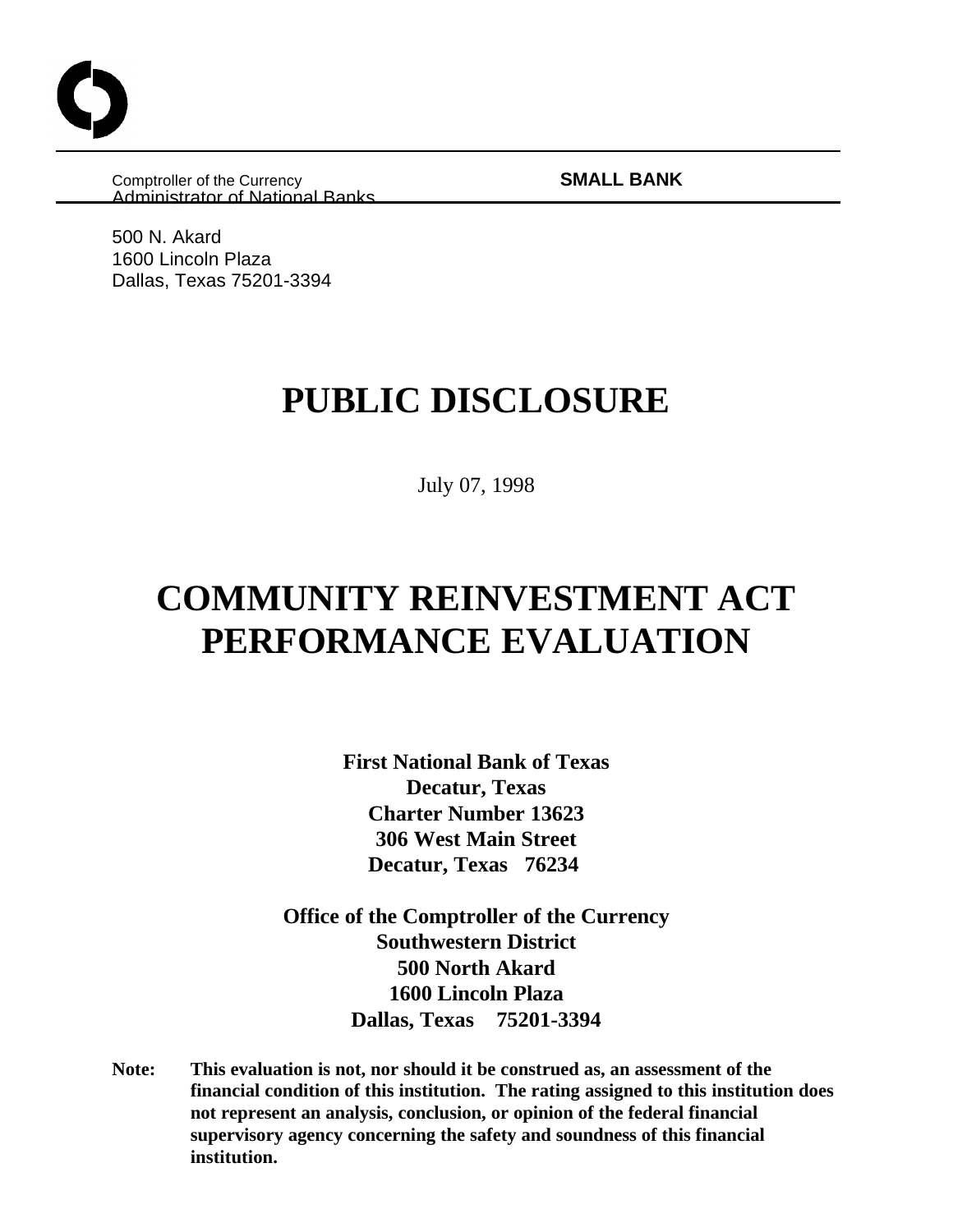Comptroller of the Currency
Administrator of National Banks

**SMALL BANK**

500 N. Akard
1600 Lincoln Plaza
Dallas, Texas 75201-3394

# PUBLIC DISCLOSURE

July 07, 1998

# COMMUNITY REINVESTMENT ACT PERFORMANCE EVALUATION

**First National Bank of Texas**
**Decatur, Texas**
**Charter Number 13623**
**306 West Main Street**
**Decatur, Texas 76234**

**Office of the Comptroller of the Currency**
**Southwestern District**
**500 North Akard**
**1600 Lincoln Plaza**
**Dallas, Texas 75201-3394**

**Note: This evaluation is not, nor should it be construed as, an assessment of the financial condition of this institution. The rating assigned to this institution does not represent an analysis, conclusion, or opinion of the federal financial supervisory agency concerning the safety and soundness of this financial institution.**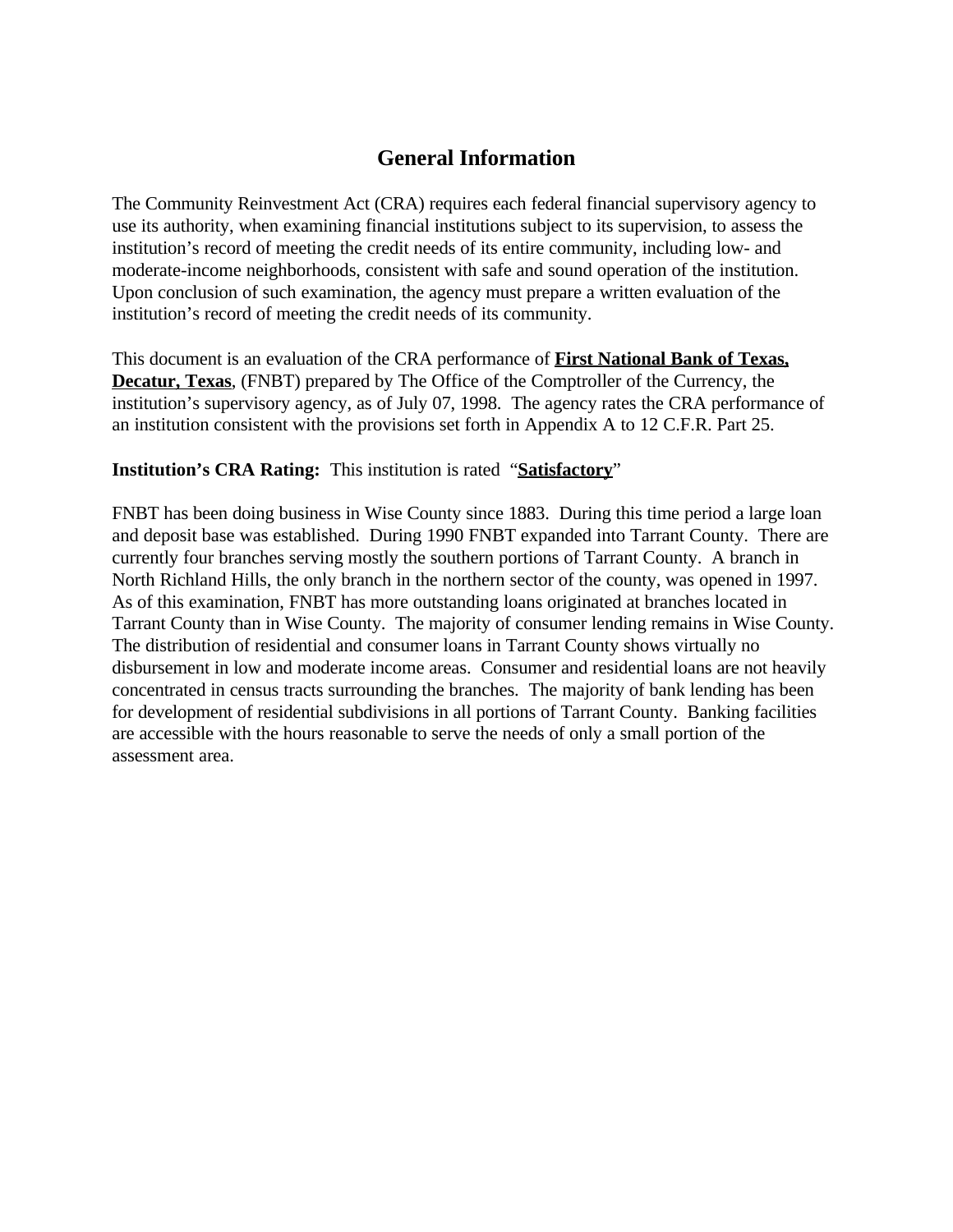# General Information

The Community Reinvestment Act (CRA) requires each federal financial supervisory agency to use its authority, when examining financial institutions subject to its supervision, to assess the institution's record of meeting the credit needs of its entire community, including low- and moderate-income neighborhoods, consistent with safe and sound operation of the institution. Upon conclusion of such examination, the agency must prepare a written evaluation of the institution's record of meeting the credit needs of its community.

This document is an evaluation of the CRA performance of **First National Bank of Texas, Decatur, Texas**, (FNBT) prepared by The Office of the Comptroller of the Currency, the institution's supervisory agency, as of July 07, 1998. The agency rates the CRA performance of an institution consistent with the provisions set forth in Appendix A to 12 C.F.R. Part 25.

**Institution's CRA Rating:** This institution is rated "**Satisfactory**"

FNBT has been doing business in Wise County since 1883. During this time period a large loan and deposit base was established. During 1990 FNBT expanded into Tarrant County. There are currently four branches serving mostly the southern portions of Tarrant County. A branch in North Richland Hills, the only branch in the northern sector of the county, was opened in 1997. As of this examination, FNBT has more outstanding loans originated at branches located in Tarrant County than in Wise County. The majority of consumer lending remains in Wise County. The distribution of residential and consumer loans in Tarrant County shows virtually no disbursement in low and moderate income areas. Consumer and residential loans are not heavily concentrated in census tracts surrounding the branches. The majority of bank lending has been for development of residential subdivisions in all portions of Tarrant County. Banking facilities are accessible with the hours reasonable to serve the needs of only a small portion of the assessment area.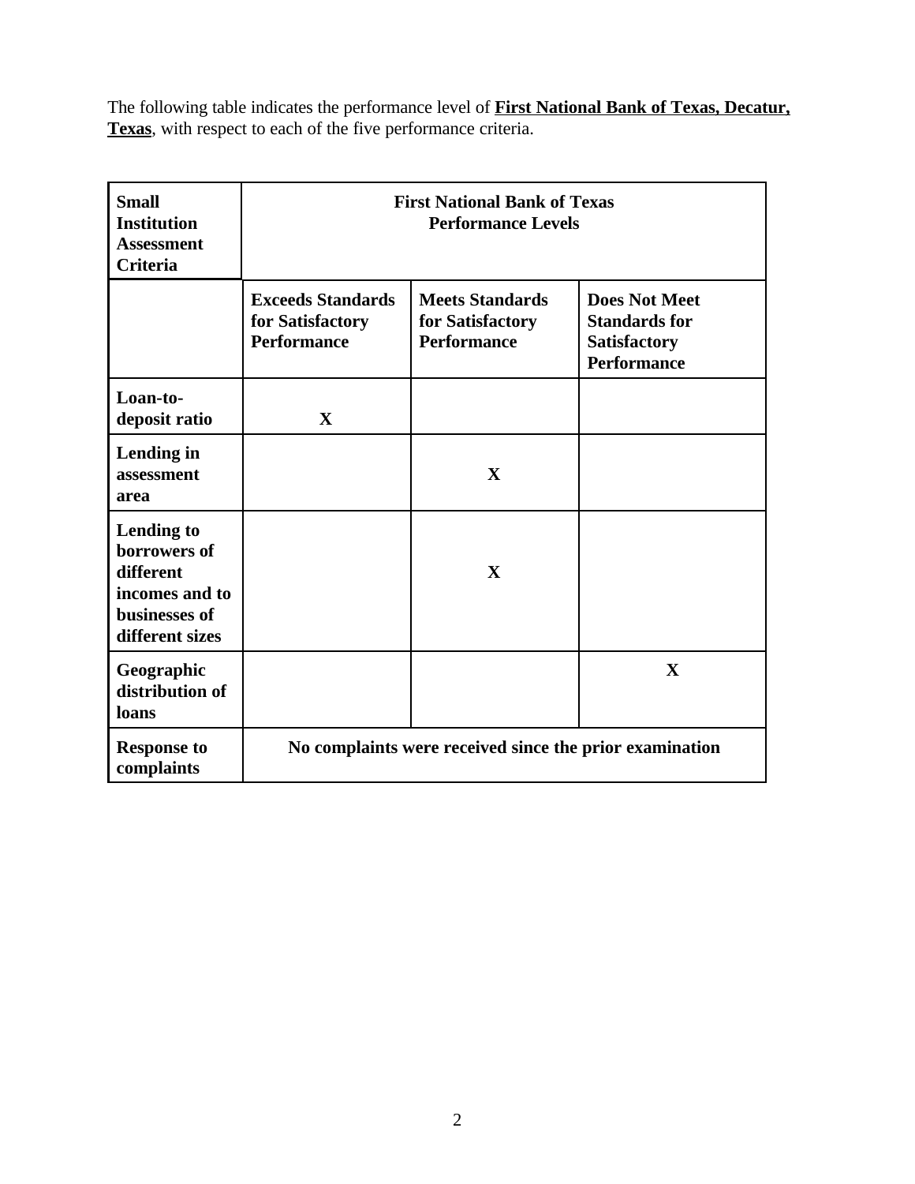The following table indicates the performance level of **First National Bank of Texas, Decatur, Texas**, with respect to each of the five performance criteria.

| **Small Institution Assessment Criteria** | **First National Bank of Texas Performance Levels** | | |
|---|---|---|---|
| | **Exceeds Standards for Satisfactory Performance** | **Meets Standards for Satisfactory Performance** | **Does Not Meet Standards for Satisfactory Performance** |
| **Loan-to-deposit ratio** | **X** | | |
| **Lending in assessment area** | | **X** | |
| **Lending to borrowers of different incomes and to businesses of different sizes** | | **X** | |
| **Geographic distribution of loans** | | | **X** |
| **Response to complaints** | **No complaints were received since the prior examination** | | |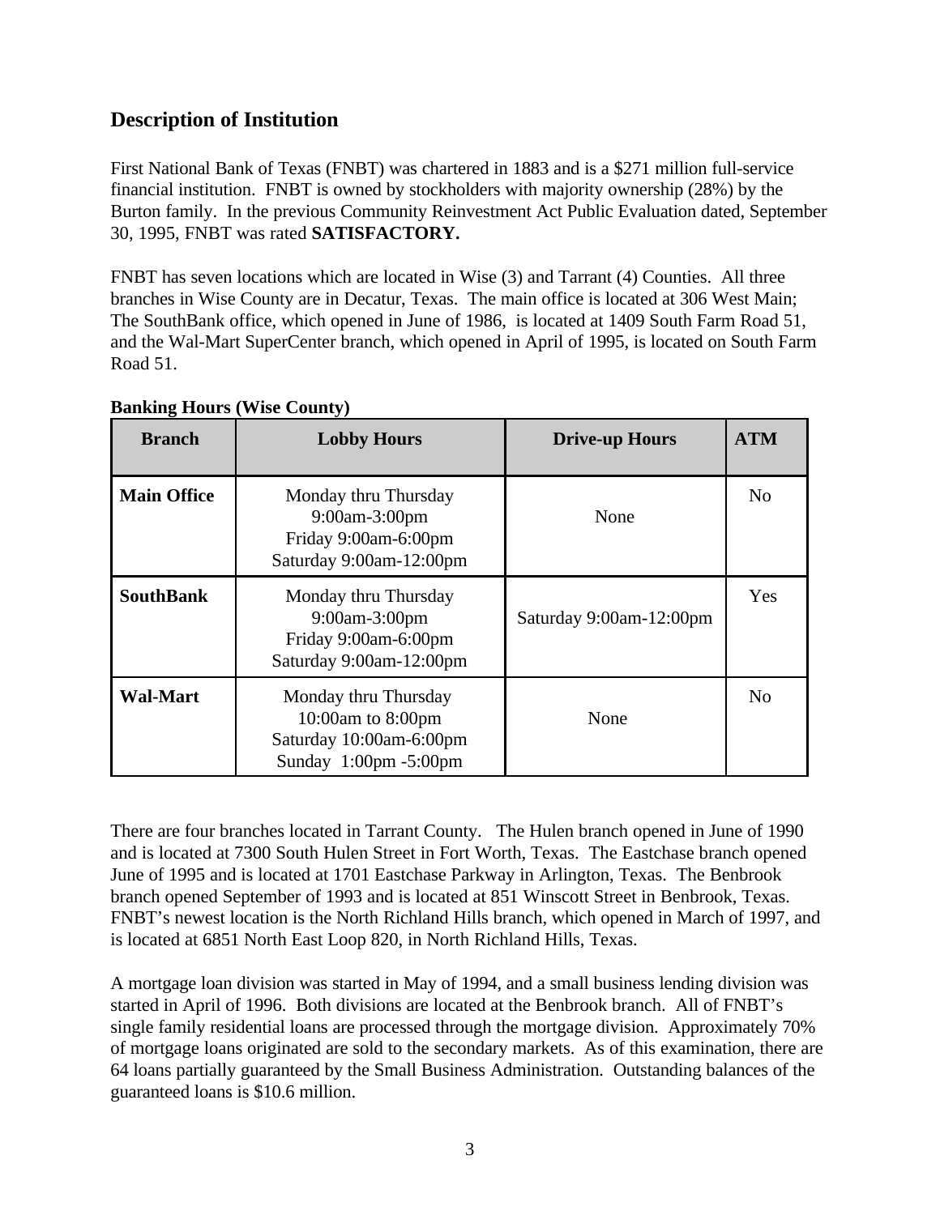## Description of Institution

First National Bank of Texas (FNBT) was chartered in 1883 and is a $271 million full-service financial institution. FNBT is owned by stockholders with majority ownership (28%) by the Burton family. In the previous Community Reinvestment Act Public Evaluation dated, September 30, 1995, FNBT was rated **SATISFACTORY.**

FNBT has seven locations which are located in Wise (3) and Tarrant (4) Counties. All three branches in Wise County are in Decatur, Texas. The main office is located at 306 West Main; The SouthBank office, which opened in June of 1986, is located at 1409 South Farm Road 51, and the Wal-Mart SuperCenter branch, which opened in April of 1995, is located on South Farm Road 51.

**Banking Hours (Wise County)**

| Branch | Lobby Hours | Drive-up Hours | ATM |
|---|---|---|---|
| **Main Office** | Monday thru Thursday 9:00am-3:00pm<br>Friday 9:00am-6:00pm<br>Saturday 9:00am-12:00pm | None | No |
| **SouthBank** | Monday thru Thursday 9:00am-3:00pm<br>Friday 9:00am-6:00pm<br>Saturday 9:00am-12:00pm | Saturday 9:00am-12:00pm | Yes |
| **Wal-Mart** | Monday thru Thursday 10:00am to 8:00pm<br>Saturday 10:00am-6:00pm<br>Sunday 1:00pm -5:00pm | None | No |

There are four branches located in Tarrant County. The Hulen branch opened in June of 1990 and is located at 7300 South Hulen Street in Fort Worth, Texas. The Eastchase branch opened June of 1995 and is located at 1701 Eastchase Parkway in Arlington, Texas. The Benbrook branch opened September of 1993 and is located at 851 Winscott Street in Benbrook, Texas. FNBT's newest location is the North Richland Hills branch, which opened in March of 1997, and is located at 6851 North East Loop 820, in North Richland Hills, Texas.

A mortgage loan division was started in May of 1994, and a small business lending division was started in April of 1996. Both divisions are located at the Benbrook branch. All of FNBT's single family residential loans are processed through the mortgage division. Approximately 70% of mortgage loans originated are sold to the secondary markets. As of this examination, there are 64 loans partially guaranteed by the Small Business Administration. Outstanding balances of the guaranteed loans is $10.6 million.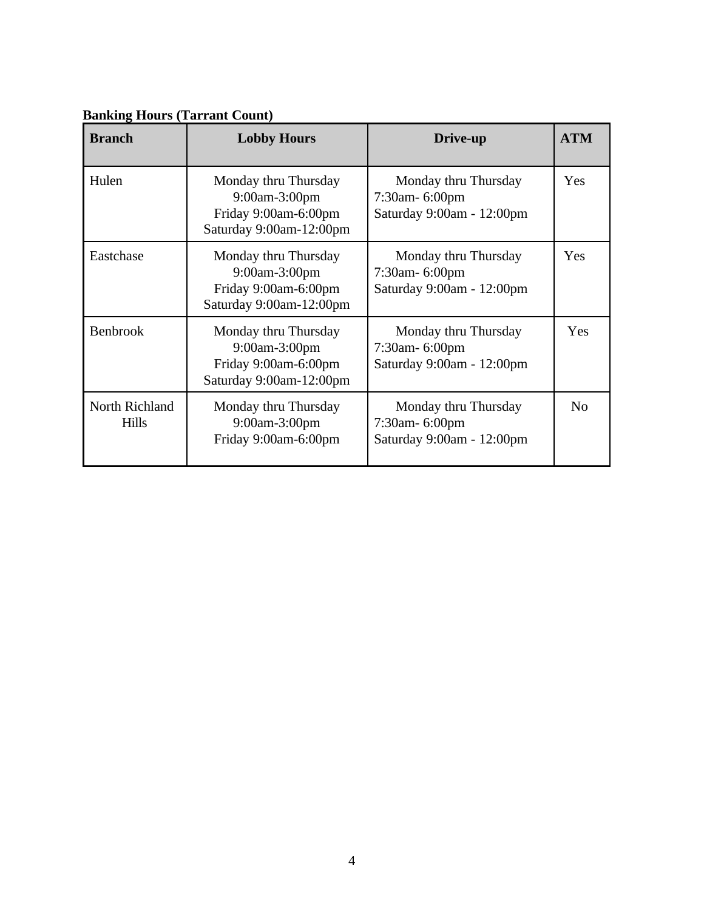**Banking Hours (Tarrant Count)**

| Branch | Lobby Hours | Drive-up | ATM |
|---|---|---|---|
| Hulen | Monday thru Thursday 9:00am-3:00pm Friday 9:00am-6:00pm Saturday 9:00am-12:00pm | Monday thru Thursday 7:30am- 6:00pm Saturday 9:00am - 12:00pm | Yes |
| Eastchase | Monday thru Thursday 9:00am-3:00pm Friday 9:00am-6:00pm Saturday 9:00am-12:00pm | Monday thru Thursday 7:30am- 6:00pm Saturday 9:00am - 12:00pm | Yes |
| Benbrook | Monday thru Thursday 9:00am-3:00pm Friday 9:00am-6:00pm Saturday 9:00am-12:00pm | Monday thru Thursday 7:30am- 6:00pm Saturday 9:00am - 12:00pm | Yes |
| North Richland Hills | Monday thru Thursday 9:00am-3:00pm Friday 9:00am-6:00pm | Monday thru Thursday 7:30am- 6:00pm Saturday 9:00am - 12:00pm | No |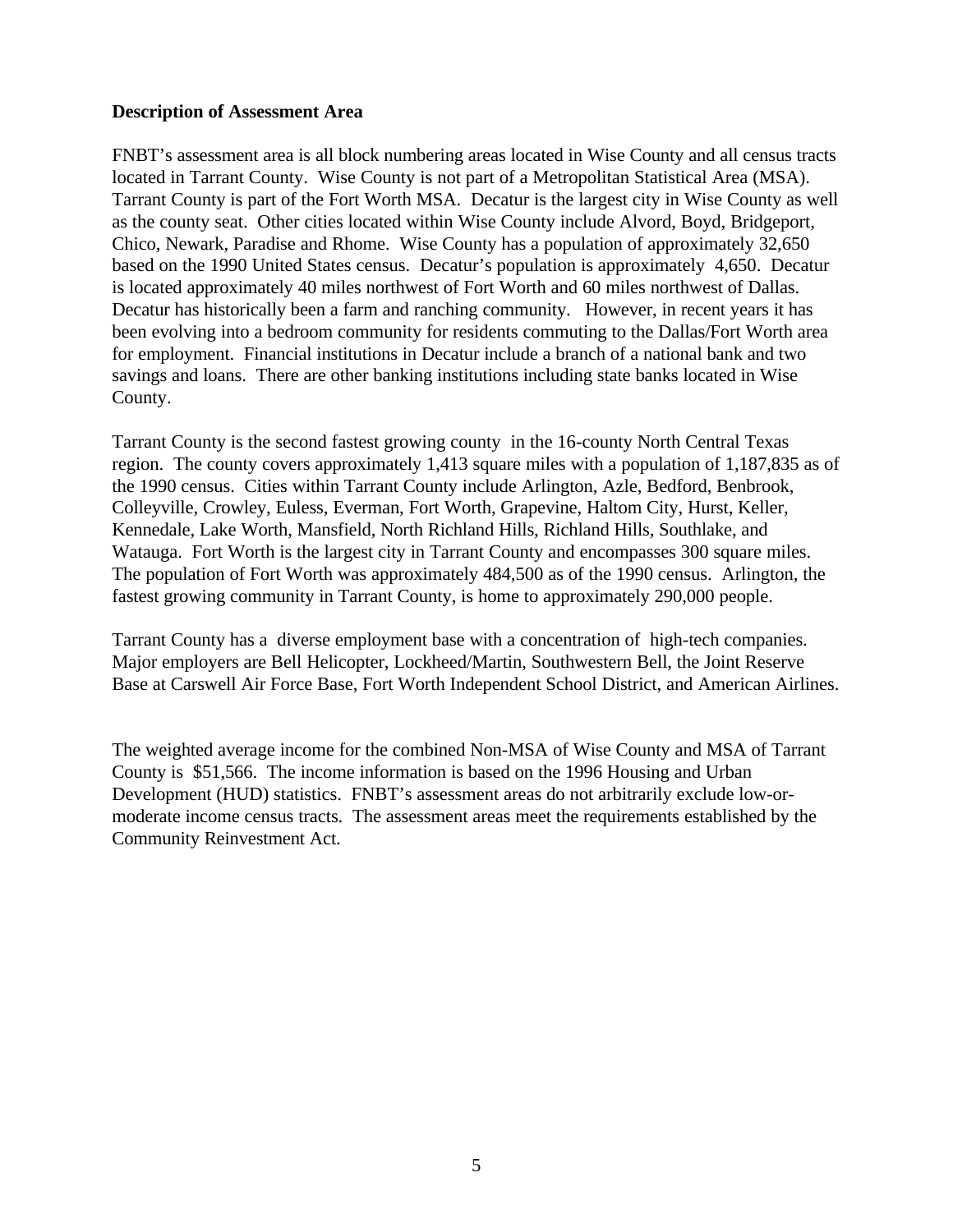**Description of Assessment Area**

FNBT's assessment area is all block numbering areas located in Wise County and all census tracts located in Tarrant County. Wise County is not part of a Metropolitan Statistical Area (MSA). Tarrant County is part of the Fort Worth MSA. Decatur is the largest city in Wise County as well as the county seat. Other cities located within Wise County include Alvord, Boyd, Bridgeport, Chico, Newark, Paradise and Rhome. Wise County has a population of approximately 32,650 based on the 1990 United States census. Decatur's population is approximately 4,650. Decatur is located approximately 40 miles northwest of Fort Worth and 60 miles northwest of Dallas. Decatur has historically been a farm and ranching community. However, in recent years it has been evolving into a bedroom community for residents commuting to the Dallas/Fort Worth area for employment. Financial institutions in Decatur include a branch of a national bank and two savings and loans. There are other banking institutions including state banks located in Wise County.

Tarrant County is the second fastest growing county in the 16-county North Central Texas region. The county covers approximately 1,413 square miles with a population of 1,187,835 as of the 1990 census. Cities within Tarrant County include Arlington, Azle, Bedford, Benbrook, Colleyville, Crowley, Euless, Everman, Fort Worth, Grapevine, Haltom City, Hurst, Keller, Kennedale, Lake Worth, Mansfield, North Richland Hills, Richland Hills, Southlake, and Watauga. Fort Worth is the largest city in Tarrant County and encompasses 300 square miles. The population of Fort Worth was approximately 484,500 as of the 1990 census. Arlington, the fastest growing community in Tarrant County, is home to approximately 290,000 people.

Tarrant County has a diverse employment base with a concentration of high-tech companies. Major employers are Bell Helicopter, Lockheed/Martin, Southwestern Bell, the Joint Reserve Base at Carswell Air Force Base, Fort Worth Independent School District, and American Airlines.

The weighted average income for the combined Non-MSA of Wise County and MSA of Tarrant County is $51,566. The income information is based on the 1996 Housing and Urban Development (HUD) statistics. FNBT's assessment areas do not arbitrarily exclude low-or-moderate income census tracts. The assessment areas meet the requirements established by the Community Reinvestment Act.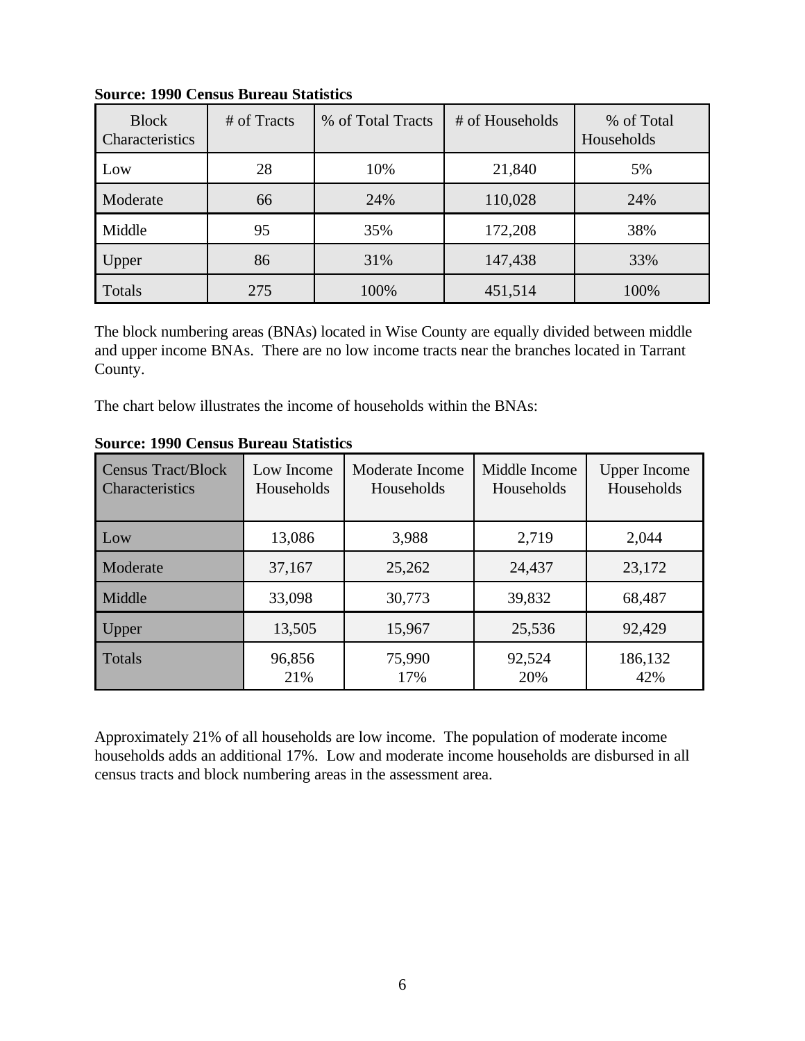**Source: 1990 Census Bureau Statistics**

| Block Characteristics | # of Tracts | % of Total Tracts | # of Households | % of Total Households |
|---|---|---|---|---|
| Low | 28 | 10% | 21,840 | 5% |
| Moderate | 66 | 24% | 110,028 | 24% |
| Middle | 95 | 35% | 172,208 | 38% |
| Upper | 86 | 31% | 147,438 | 33% |
| Totals | 275 | 100% | 451,514 | 100% |

The block numbering areas (BNAs) located in Wise County are equally divided between middle and upper income BNAs. There are no low income tracts near the branches located in Tarrant County.

The chart below illustrates the income of households within the BNAs:

**Source: 1990 Census Bureau Statistics**

| Census Tract/Block Characteristics | Low Income Households | Moderate Income Households | Middle Income Households | Upper Income Households |
|---|---|---|---|---|
| Low | 13,086 | 3,988 | 2,719 | 2,044 |
| Moderate | 37,167 | 25,262 | 24,437 | 23,172 |
| Middle | 33,098 | 30,773 | 39,832 | 68,487 |
| Upper | 13,505 | 15,967 | 25,536 | 92,429 |
| Totals | 96,856<br>21% | 75,990<br>17% | 92,524<br>20% | 186,132<br>42% |

Approximately 21% of all households are low income. The population of moderate income households adds an additional 17%. Low and moderate income households are disbursed in all census tracts and block numbering areas in the assessment area.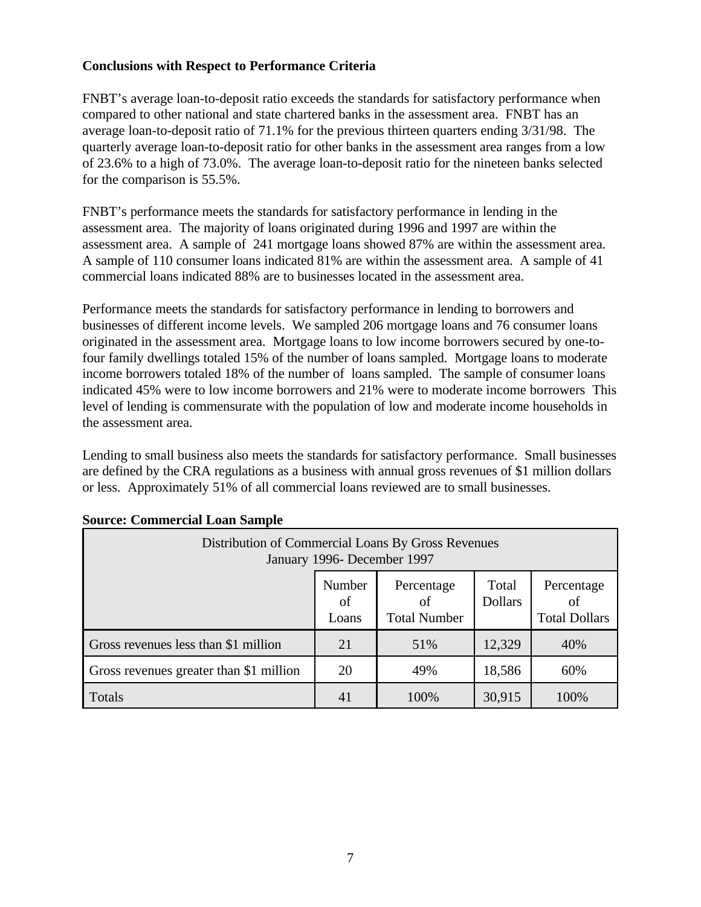**Conclusions with Respect to Performance Criteria**

FNBT's average loan-to-deposit ratio exceeds the standards for satisfactory performance when compared to other national and state chartered banks in the assessment area. FNBT has an average loan-to-deposit ratio of 71.1% for the previous thirteen quarters ending 3/31/98. The quarterly average loan-to-deposit ratio for other banks in the assessment area ranges from a low of 23.6% to a high of 73.0%. The average loan-to-deposit ratio for the nineteen banks selected for the comparison is 55.5%.

FNBT's performance meets the standards for satisfactory performance in lending in the assessment area. The majority of loans originated during 1996 and 1997 are within the assessment area. A sample of 241 mortgage loans showed 87% are within the assessment area. A sample of 110 consumer loans indicated 81% are within the assessment area. A sample of 41 commercial loans indicated 88% are to businesses located in the assessment area.

Performance meets the standards for satisfactory performance in lending to borrowers and businesses of different income levels. We sampled 206 mortgage loans and 76 consumer loans originated in the assessment area. Mortgage loans to low income borrowers secured by one-to-four family dwellings totaled 15% of the number of loans sampled. Mortgage loans to moderate income borrowers totaled 18% of the number of loans sampled. The sample of consumer loans indicated 45% were to low income borrowers and 21% were to moderate income borrowers This level of lending is commensurate with the population of low and moderate income households in the assessment area.

Lending to small business also meets the standards for satisfactory performance. Small businesses are defined by the CRA regulations as a business with annual gross revenues of $1 million dollars or less. Approximately 51% of all commercial loans reviewed are to small businesses.

**Source: Commercial Loan Sample**

| Distribution of Commercial Loans By Gross Revenues January 1996- December 1997 | | | | |
|---|---|---|---|---|
| | Number of Loans | Percentage of Total Number | Total Dollars | Percentage of Total Dollars |
| Gross revenues less than $1 million | 21 | 51% | 12,329 | 40% |
| Gross revenues greater than $1 million | 20 | 49% | 18,586 | 60% |
| Totals | 41 | 100% | 30,915 | 100% |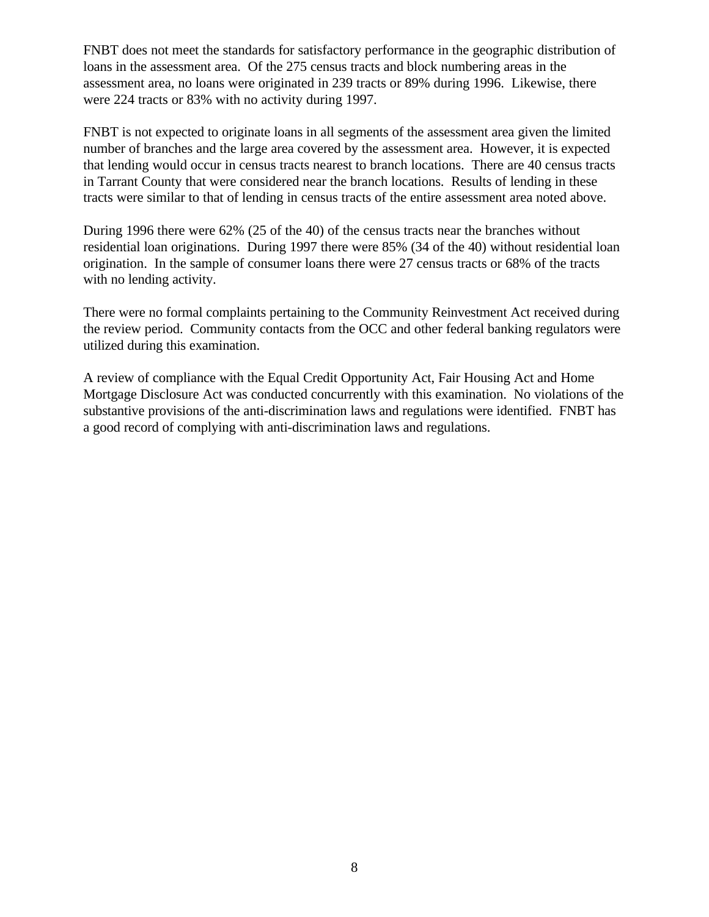FNBT does not meet the standards for satisfactory performance in the geographic distribution of loans in the assessment area. Of the 275 census tracts and block numbering areas in the assessment area, no loans were originated in 239 tracts or 89% during 1996. Likewise, there were 224 tracts or 83% with no activity during 1997.

FNBT is not expected to originate loans in all segments of the assessment area given the limited number of branches and the large area covered by the assessment area. However, it is expected that lending would occur in census tracts nearest to branch locations. There are 40 census tracts in Tarrant County that were considered near the branch locations. Results of lending in these tracts were similar to that of lending in census tracts of the entire assessment area noted above.

During 1996 there were 62% (25 of the 40) of the census tracts near the branches without residential loan originations. During 1997 there were 85% (34 of the 40) without residential loan origination. In the sample of consumer loans there were 27 census tracts or 68% of the tracts with no lending activity.

There were no formal complaints pertaining to the Community Reinvestment Act received during the review period. Community contacts from the OCC and other federal banking regulators were utilized during this examination.

A review of compliance with the Equal Credit Opportunity Act, Fair Housing Act and Home Mortgage Disclosure Act was conducted concurrently with this examination. No violations of the substantive provisions of the anti-discrimination laws and regulations were identified. FNBT has a good record of complying with anti-discrimination laws and regulations.